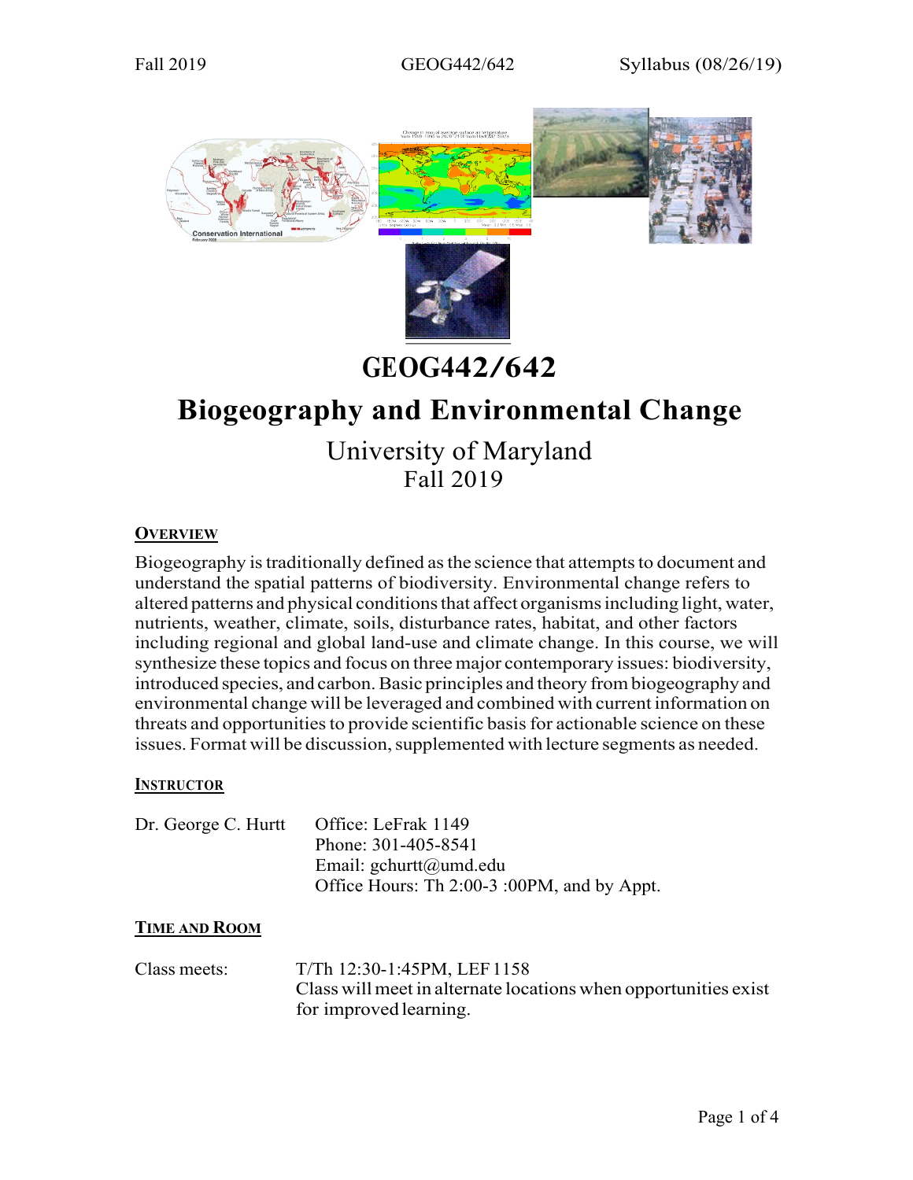# GEOG442/642

# Biogeography and Environmental Change

University of Maryland
Fall 2019

## Overview

Biogeography is traditionally defined as the science that attempts to document and understand the spatial patterns of biodiversity. Environmental change refers to altered patterns and physical conditions that affect organisms including light, water, nutrients, weather, climate, soils, disturbance rates, habitat, and other factors including regional and global land-use and climate change. In this course, we will synthesize these topics and focus on three major contemporary issues: biodiversity, introduced species, and carbon. Basic principles and theory from biogeography and environmental change will be leveraged and combined with current information on threats and opportunities to provide scientific basis for actionable science on these issues. Format will be discussion, supplemented with lecture segments as needed.

## Instructor

Dr. George C. Hurtt

Office: LeFrak 1149
Phone: 301-405-8541
Email: gchurtt@umd.edu
Office Hours: Th 2:00-3 :00PM, and by Appt.

## Time and Room

Class meets: T/Th 12:30-1:45PM, LEF 1158
Class will meet in alternate locations when opportunities exist for improved learning.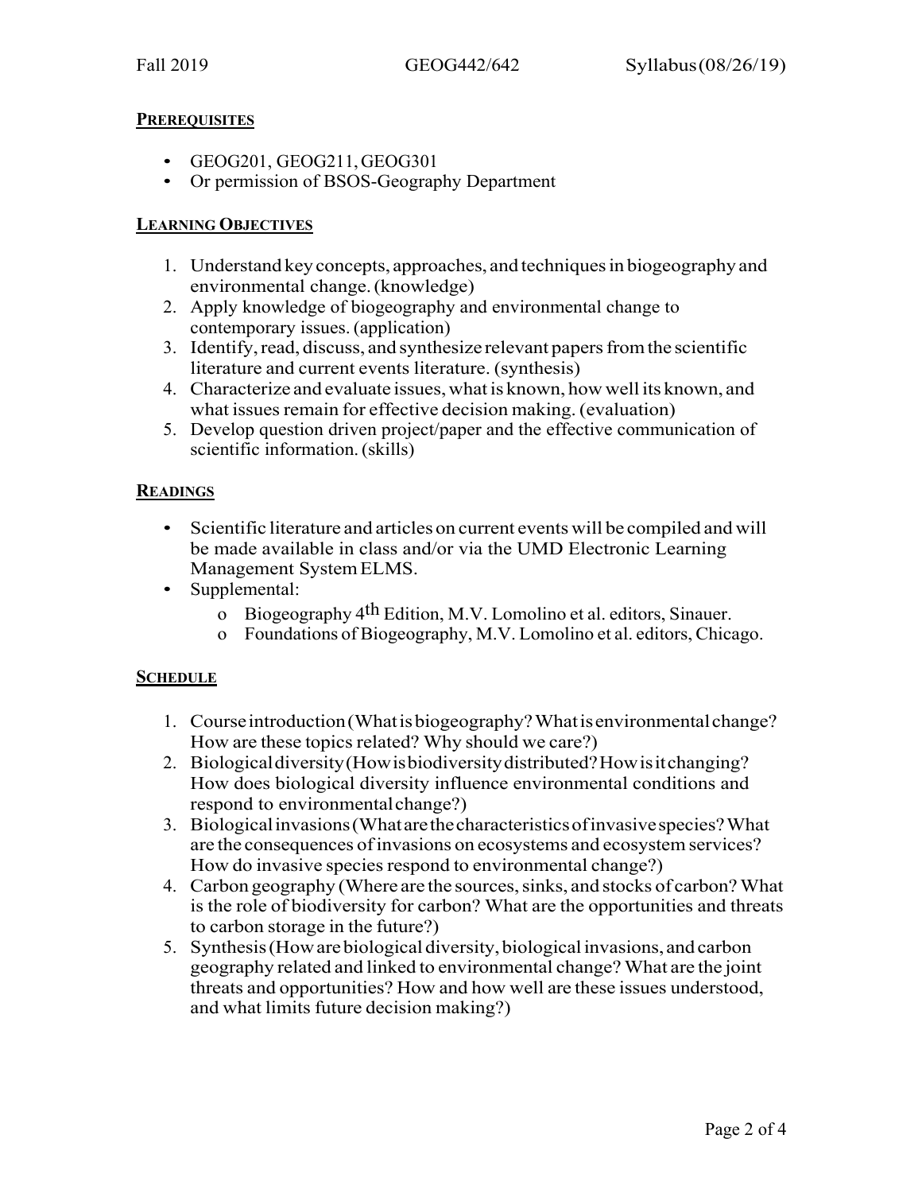## PREREQUISITES

- GEOG201, GEOG211, GEOG301
- Or permission of BSOS-Geography Department

## LEARNING OBJECTIVES

1. Understand key concepts, approaches, and techniques in biogeography and environmental change. (knowledge)
2. Apply knowledge of biogeography and environmental change to contemporary issues. (application)
3. Identify, read, discuss, and synthesize relevant papers from the scientific literature and current events literature. (synthesis)
4. Characterize and evaluate issues, what is known, how well its known, and what issues remain for effective decision making. (evaluation)
5. Develop question driven project/paper and the effective communication of scientific information. (skills)

## READINGS

- Scientific literature and articles on current events will be compiled and will be made available in class and/or via the UMD Electronic Learning Management System ELMS.
- Supplemental:
  - Biogeography 4th Edition, M.V. Lomolino et al. editors, Sinauer.
  - Foundations of Biogeography, M.V. Lomolino et al. editors, Chicago.

## SCHEDULE

1. Course introduction (What is biogeography? What is environmental change? How are these topics related? Why should we care?)
2. Biological diversity (How is biodiversity distributed? How is it changing? How does biological diversity influence environmental conditions and respond to environmental change?)
3. Biological invasions (What are the characteristics of invasive species? What are the consequences of invasions on ecosystems and ecosystem services? How do invasive species respond to environmental change?)
4. Carbon geography (Where are the sources, sinks, and stocks of carbon? What is the role of biodiversity for carbon? What are the opportunities and threats to carbon storage in the future?)
5. Synthesis (How are biological diversity, biological invasions, and carbon geography related and linked to environmental change? What are the joint threats and opportunities? How and how well are these issues understood, and what limits future decision making?)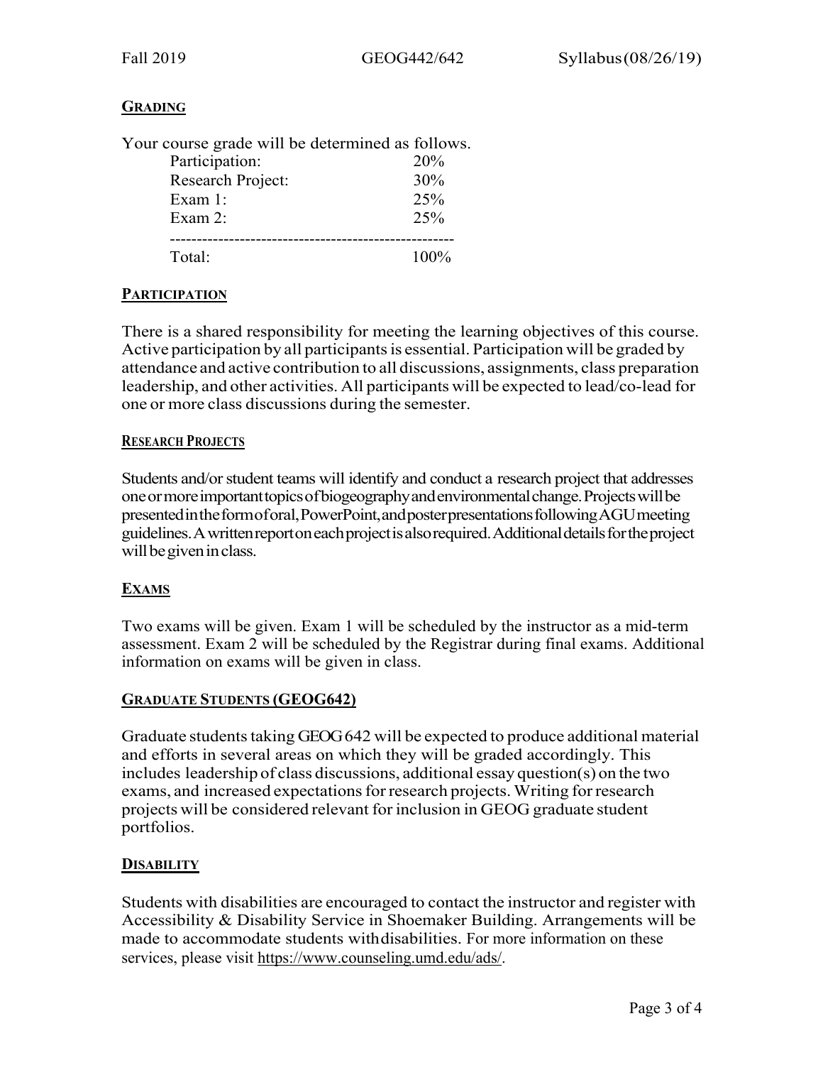## GRADING

Your course grade will be determined as follows.

| Component | Weight |
| --- | --- |
| Participation: | 20% |
| Research Project: | 30% |
| Exam 1: | 25% |
| Exam 2: | 25% |
| Total: | 100% |

## PARTICIPATION

There is a shared responsibility for meeting the learning objectives of this course. Active participation by all participants is essential. Participation will be graded by attendance and active contribution to all discussions, assignments, class preparation leadership, and other activities. All participants will be expected to lead/co-lead for one or more class discussions during the semester.

## RESEARCH PROJECTS

Students and/or student teams will identify and conduct a research project that addresses one or more important topics of biogeography and environmental change. Projects will be presented in the form of oral, PowerPoint, and poster presentations following AGU meeting guidelines. A written report on each project is also required. Additional details for the project will be given in class.

## EXAMS

Two exams will be given. Exam 1 will be scheduled by the instructor as a mid-term assessment. Exam 2 will be scheduled by the Registrar during final exams. Additional information on exams will be given in class.

## GRADUATE STUDENTS (GEOG642)

Graduate students taking GEOG 642 will be expected to produce additional material and efforts in several areas on which they will be graded accordingly. This includes leadership of class discussions, additional essay question(s) on the two exams, and increased expectations for research projects. Writing for research projects will be considered relevant for inclusion in GEOG graduate student portfolios.

## DISABILITY

Students with disabilities are encouraged to contact the instructor and register with Accessibility & Disability Service in Shoemaker Building. Arrangements will be made to accommodate students with disabilities. For more information on these services, please visit https://www.counseling.umd.edu/ads/.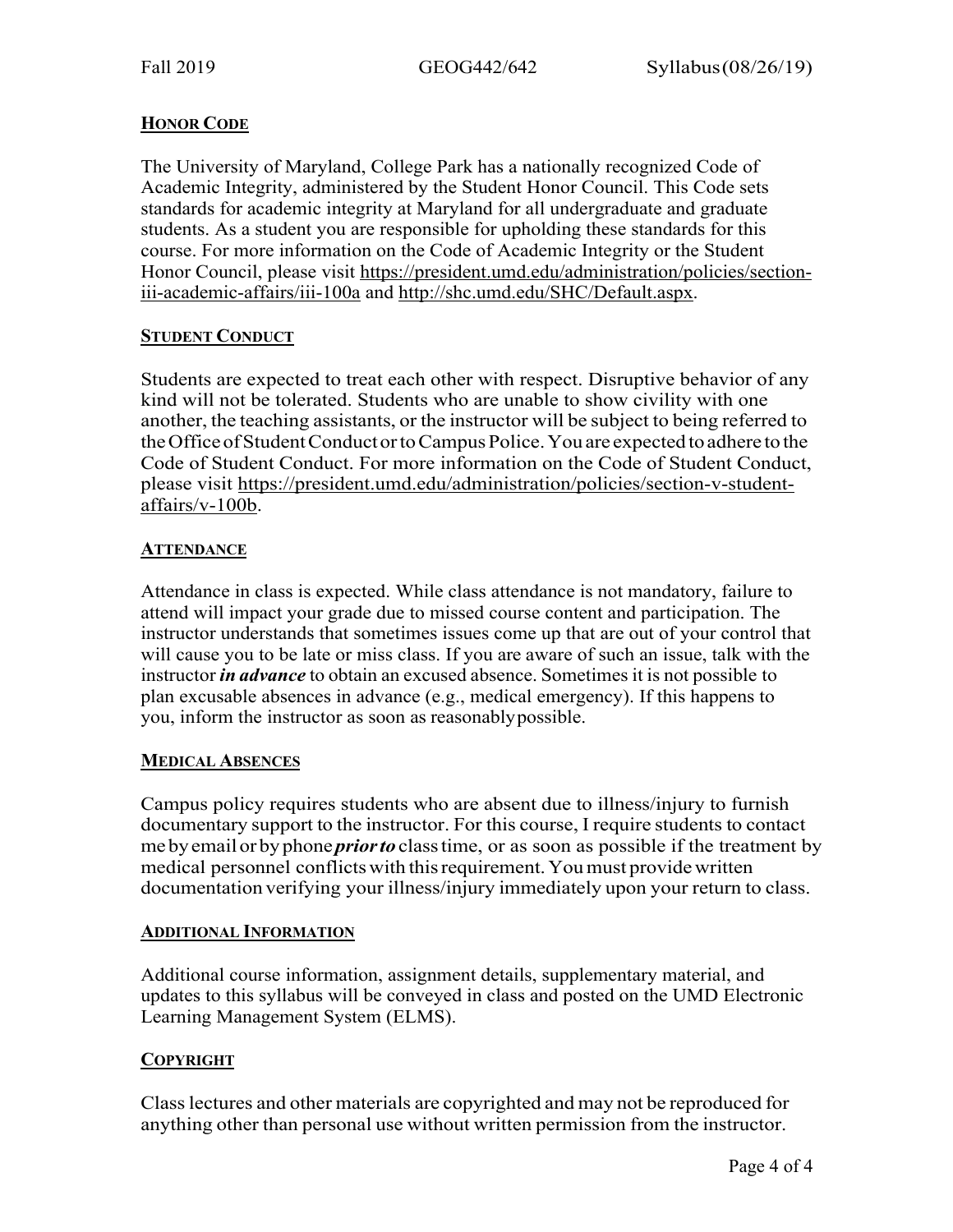## HONOR CODE

The University of Maryland, College Park has a nationally recognized Code of Academic Integrity, administered by the Student Honor Council. This Code sets standards for academic integrity at Maryland for all undergraduate and graduate students. As a student you are responsible for upholding these standards for this course. For more information on the Code of Academic Integrity or the Student Honor Council, please visit https://president.umd.edu/administration/policies/section-iii-academic-affairs/iii-100a and http://shc.umd.edu/SHC/Default.aspx.

## STUDENT CONDUCT

Students are expected to treat each other with respect. Disruptive behavior of any kind will not be tolerated. Students who are unable to show civility with one another, the teaching assistants, or the instructor will be subject to being referred to the Office of Student Conduct or to Campus Police. You are expected to adhere to the Code of Student Conduct. For more information on the Code of Student Conduct, please visit https://president.umd.edu/administration/policies/section-v-student-affairs/v-100b.

## ATTENDANCE

Attendance in class is expected. While class attendance is not mandatory, failure to attend will impact your grade due to missed course content and participation. The instructor understands that sometimes issues come up that are out of your control that will cause you to be late or miss class. If you are aware of such an issue, talk with the instructor ***in advance*** to obtain an excused absence. Sometimes it is not possible to plan excusable absences in advance (e.g., medical emergency). If this happens to you, inform the instructor as soon as reasonably possible.

## MEDICAL ABSENCES

Campus policy requires students who are absent due to illness/injury to furnish documentary support to the instructor. For this course, I require students to contact me by email or by phone ***prior to*** class time, or as soon as possible if the treatment by medical personnel conflicts with this requirement. You must provide written documentation verifying your illness/injury immediately upon your return to class.

## ADDITIONAL INFORMATION

Additional course information, assignment details, supplementary material, and updates to this syllabus will be conveyed in class and posted on the UMD Electronic Learning Management System (ELMS).

## COPYRIGHT

Class lectures and other materials are copyrighted and may not be reproduced for anything other than personal use without written permission from the instructor.